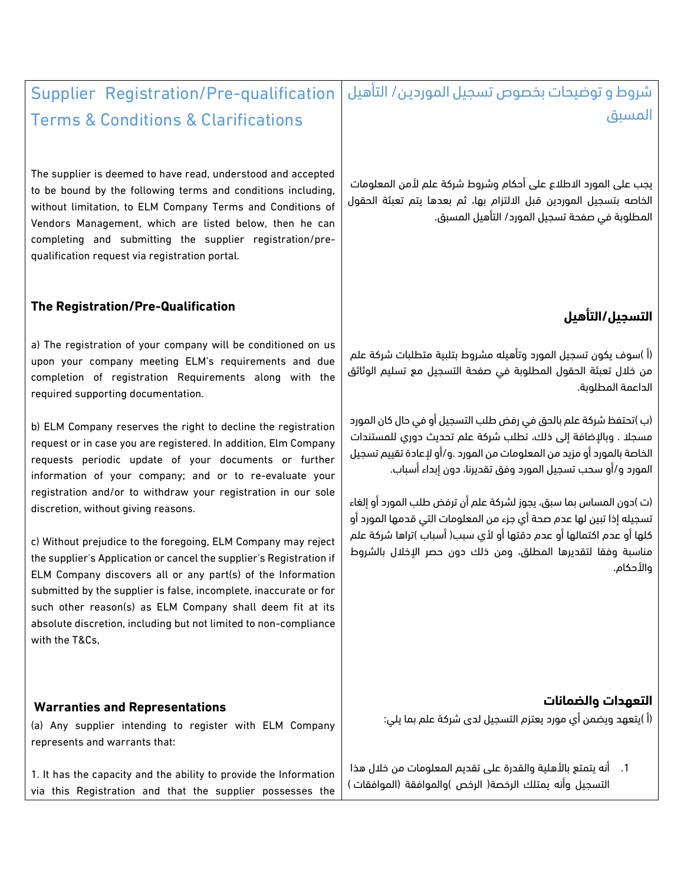## Supplier Registration/Pre-qualification Terms & Conditions & Clarifications

## شروط و توضيحات بخصوص تسجيل الموردين/ التأهيل المسبق

The supplier is deemed to have read, understood and accepted to be bound by the following terms and conditions including, without limitation, to ELM Company Terms and Conditions of Vendors Management, which are listed below, then he can completing and submitting the supplier registration/pre-qualification request via registration portal.

يجب على المورد الاطلاع على أحكام وشروط شركة علم لأمن المعلومات الخاصه بتسجيل الموردين قبل الالتزام بها، ثم بعدها يتم تعبئة الحقول المطلوبة في صفحة تسجيل المورد/ التأهيل المسبق.

**The Registration/Pre-Qualification**

a) The registration of your company will be conditioned on us upon your company meeting ELM's requirements and due completion of registration Requirements along with the required supporting documentation.

b) ELM Company reserves the right to decline the registration request or in case you are registered. In addition, Elm Company requests periodic update of your documents or further information of your company; and or to re-evaluate your registration and/or to withdraw your registration in our sole discretion, without giving reasons.

c) Without prejudice to the foregoing, ELM Company may reject the supplier's Application or cancel the supplier's Registration if ELM Company discovers all or any part(s) of the Information submitted by the supplier is false, incomplete, inaccurate or for such other reason(s) as ELM Company shall deem fit at its absolute discretion, including but not limited to non-compliance with the T&Cs,

**التسجيل/التأهيل**

(أ )سوف يكون تسجيل المورد وتأهيله مشروط بتلبية متطلبات شركة علم من خلال تعبئة الحقول المطلوبة في صفحة التسجيل مع تسليم الوثائق الداعمة المطلوبة.

(ب )تحتفظ شركة علم بالحق في رفض طلب التسجيل أو في حال كان المورد مسجلا . وبالإضافة إلى ذلك، تطلب شركة علم تحديث دوري للمستندات الخاصة بالمورد أو مزيد من المعلومات من المورد .و/أو لإعادة تقييم تسجيل المورد و/أو سحب تسجيل المورد وفق تقديرنا، دون إبداء أسباب.

(ت )دون المساس بما سبق، يجوز لشركة علم أن ترفض طلب المورد أو إلغاء تسجيله إذا تبين لها عدم صحة أي جزء من المعلومات التي قدمها المورد أو كلها أو عدم اكتمالها أو عدم دقتها أو لأي سبب( أسباب )تراها شركة علم مناسبة وفقا لتقديرها المطلق، ومن ذلك دون حصر الإخلال بالشروط والأحكام.

**Warranties and Representations**

(a) Any supplier intending to register with ELM Company represents and warrants that:

1. It has the capacity and the ability to provide the Information via this Registration and that the supplier possesses the

**التعهدات والضمانات**

(أ )يتعهد ويضمن أي مورد يعتزم التسجيل لدى شركة علم بما يلي:

1. أنه يتمتع بالأهلية والقدرة على تقديم المعلومات من خلال هذا التسجيل وأنه يمتلك الرخصة( الرخص )والموافقة (الموافقات )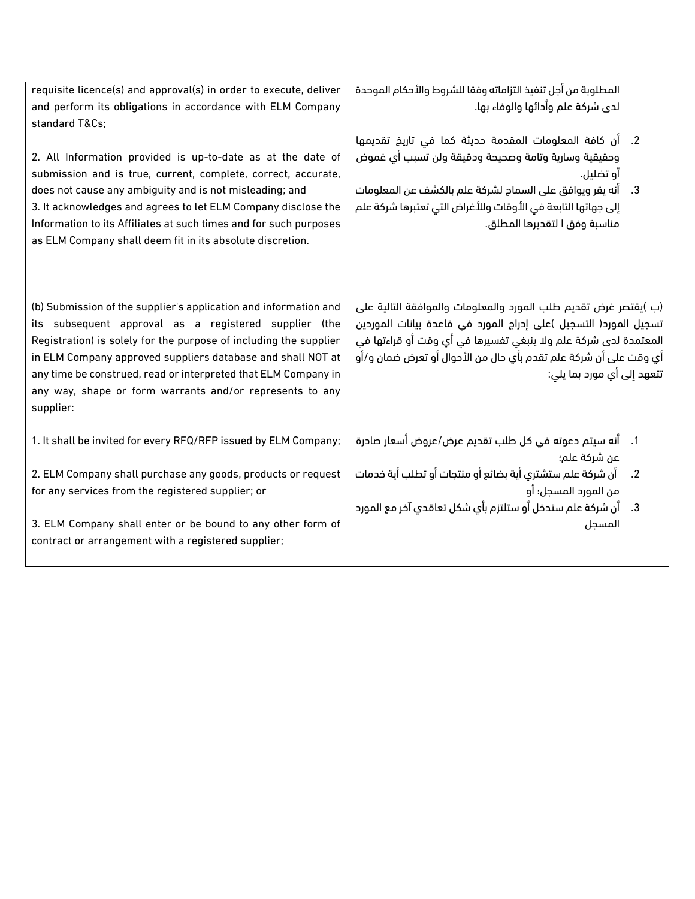| | |
|---|---|
| requisite licence(s) and approval(s) in order to execute, deliver and perform its obligations in accordance with ELM Company standard T&Cs;<br><br>2. All Information provided is up-to-date as at the date of submission and is true, current, complete, correct, accurate, does not cause any ambiguity and is not misleading; and<br>3. It acknowledges and agrees to let ELM Company disclose the Information to its Affiliates at such times and for such purposes as ELM Company shall deem fit in its absolute discretion. | المطلوبة من أجل تنفيذ التزاماته وفقا للشروط والأحكام الموحدة لدى شركة علم وأدائها والوفاء بها.<br><br>2. أن كافة المعلومات المقدمة حديثة كما في تاريخ تقديمها وحقيقية وسارية وتامة وصحيحة ودقيقة ولن تسبب أي غموض أو تضليل.<br>3. أنه يقر ويوافق على السماح لشركة علم بالكشف عن المعلومات إلى جهاتها التابعة في الأوقات وللأغراض التي تعتبرها شركة علم مناسبة وفق ا لتقديرها المطلق. |
| (b) Submission of the supplier's application and information and its subsequent approval as a registered supplier (the Registration) is solely for the purpose of including the supplier in ELM Company approved suppliers database and shall NOT at any time be construed, read or interpreted that ELM Company in any way, shape or form warrants and/or represents to any supplier: | (ب )يقتصر غرض تقديم طلب المورد والمعلومات والموافقة التالية على تسجيل المورد( التسجيل )على إدراج المورد في قاعدة بيانات الموردين المعتمدة لدى شركة علم ولا ينبغي تفسيرها في أي وقت أو قراءتها في أي وقت على أن شركة علم تقدم بأي حال من الأحوال أو تعرض ضمان و/أو تتعهد إلى أي مورد بما يلي: |
| 1. It shall be invited for every RFQ/RFP issued by ELM Company;<br><br>2. ELM Company shall purchase any goods, products or request for any services from the registered supplier; or<br><br>3. ELM Company shall enter or be bound to any other form of contract or arrangement with a registered supplier; | 1. أنه سيتم دعوته في كل طلب تقديم عرض/عروض أسعار صادرة عن شركة علم؛<br>2. أن شركة علم ستشتري أية بضائع أو منتجات أو تطلب أية خدمات من المورد المسجل؛ أو<br>3. أن شركة علم ستدخل أو ستلتزم بأي شكل تعاقدي آخر مع المورد المسجل |